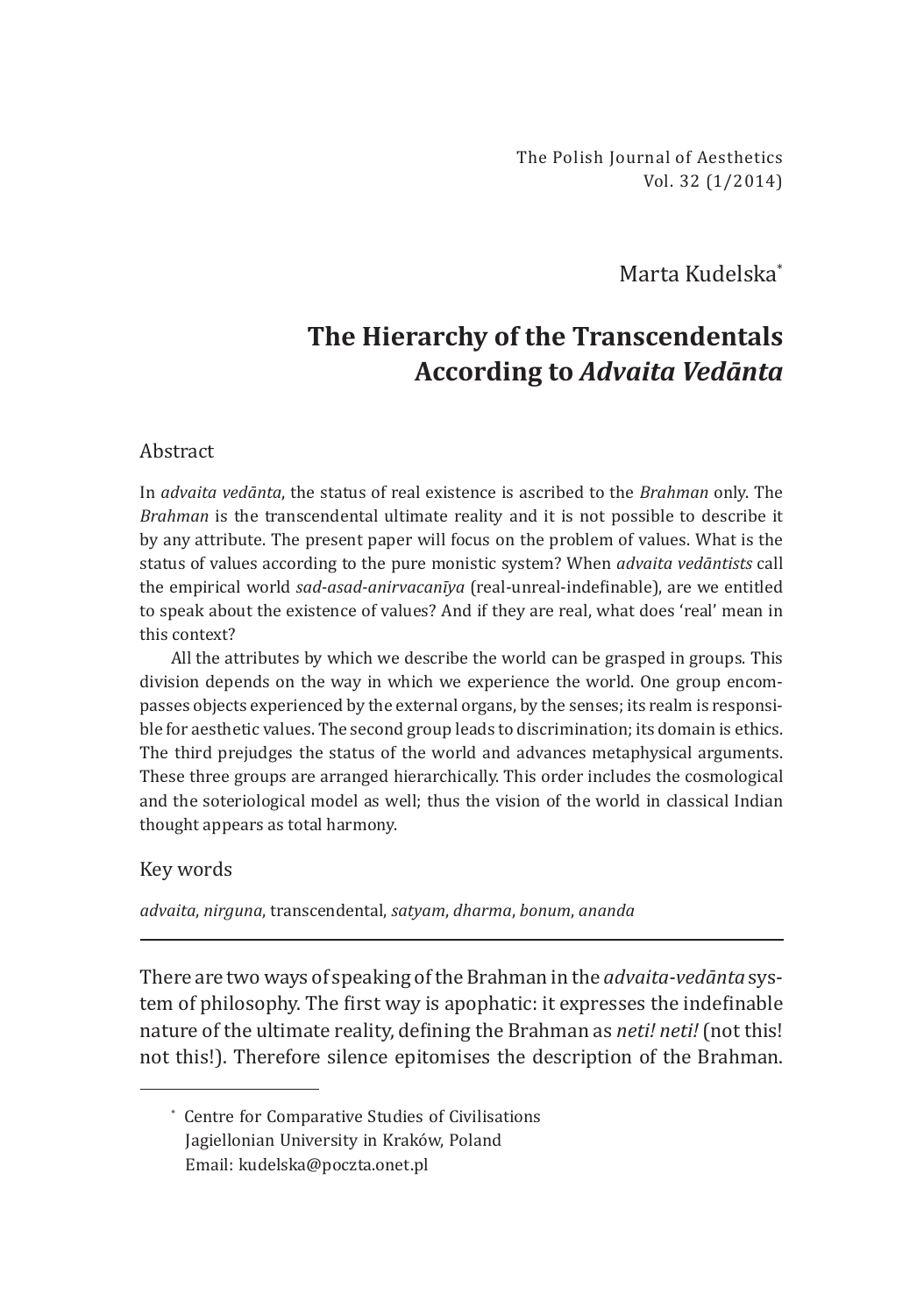The Polish Journal of Aesthetics
Vol. 32 (1/2014)

Marta Kudelska[*]

# The Hierarchy of the Transcendentals According to *Advaita Vedānta*

## Abstract

In *advaita vedānta*, the status of real existence is ascribed to the *Brahman* only. The *Brahman* is the transcendental ultimate reality and it is not possible to describe it by any attribute. The present paper will focus on the problem of values. What is the status of values according to the pure monistic system? When *advaita vedāntists* call the empirical world *sad-asad-anirvacanīya* (real-unreal-indefinable), are we entitled to speak about the existence of values? And if they are real, what does 'real' mean in this context?

All the attributes by which we describe the world can be grasped in groups. This division depends on the way in which we experience the world. One group encompasses objects experienced by the external organs, by the senses; its realm is responsible for aesthetic values. The second group leads to discrimination; its domain is ethics. The third prejudges the status of the world and advances metaphysical arguments. These three groups are arranged hierarchically. This order includes the cosmological and the soteriological model as well; thus the vision of the world in classical Indian thought appears as total harmony.

## Key words

*advaita*, *nirguna*, transcendental, *satyam*, *dharma*, *bonum*, *ananda*

---

There are two ways of speaking of the Brahman in the *advaita-vedānta* system of philosophy. The first way is apophatic: it expresses the indefinable nature of the ultimate reality, defining the Brahman as *neti! neti!* (not this! not this!). Therefore silence epitomises the description of the Brahman.

[*] Centre for Comparative Studies of Civilisations
Jagiellonian University in Kraków, Poland
Email: kudelska@poczta.onet.pl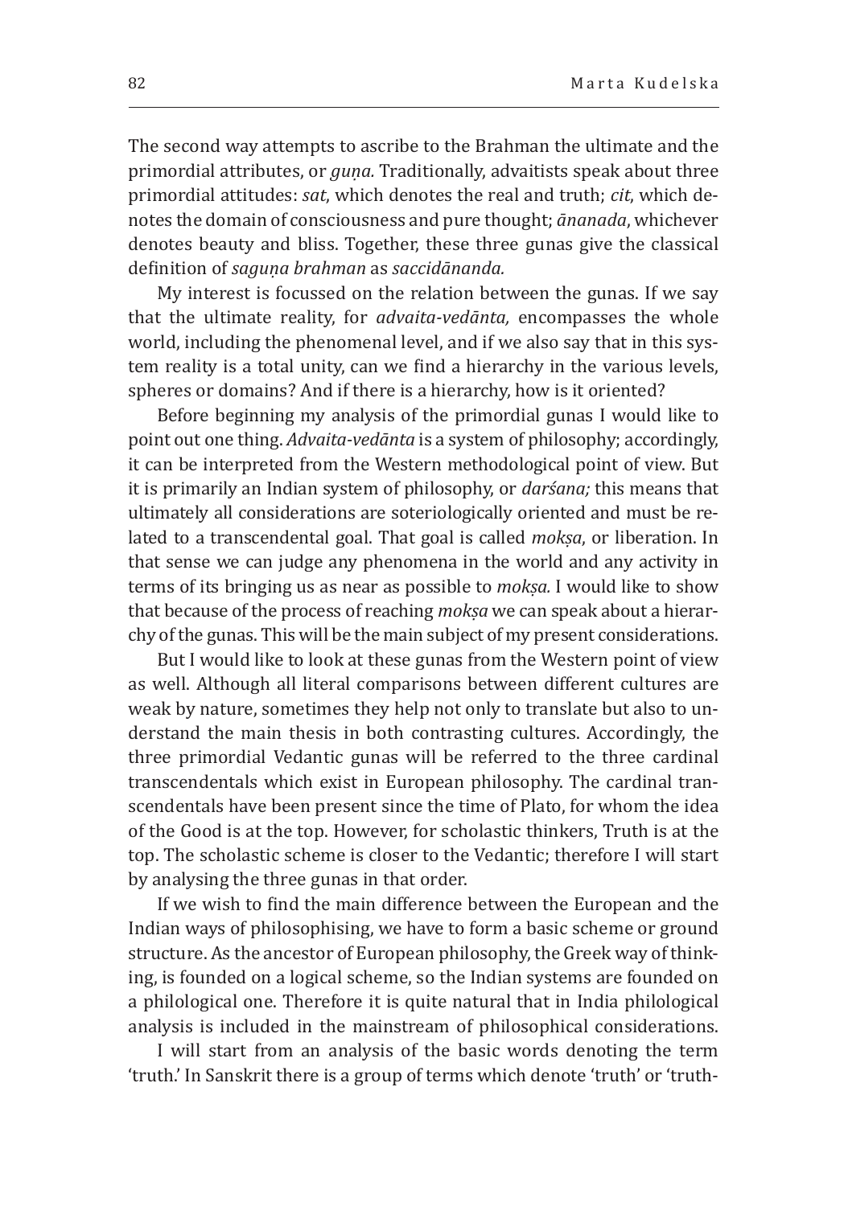The second way attempts to ascribe to the Brahman the ultimate and the primordial attributes, or *guṇa.* Traditionally, advaitists speak about three primordial attitudes: *sat*, which denotes the real and truth; *cit*, which denotes the domain of consciousness and pure thought; *ānanada*, whichever denotes beauty and bliss. Together, these three gunas give the classical definition of *saguṇa brahman* as *saccidānanda.*

My interest is focussed on the relation between the gunas. If we say that the ultimate reality, for *advaita-vedānta,* encompasses the whole world, including the phenomenal level, and if we also say that in this system reality is a total unity, can we find a hierarchy in the various levels, spheres or domains? And if there is a hierarchy, how is it oriented?

Before beginning my analysis of the primordial gunas I would like to point out one thing. *Advaita-vedānta* is a system of philosophy; accordingly, it can be interpreted from the Western methodological point of view. But it is primarily an Indian system of philosophy, or *darśana;* this means that ultimately all considerations are soteriologically oriented and must be related to a transcendental goal. That goal is called *mokṣa*, or liberation. In that sense we can judge any phenomena in the world and any activity in terms of its bringing us as near as possible to *mokṣa.* I would like to show that because of the process of reaching *mokṣa* we can speak about a hierarchy of the gunas. This will be the main subject of my present considerations.

But I would like to look at these gunas from the Western point of view as well. Although all literal comparisons between different cultures are weak by nature, sometimes they help not only to translate but also to understand the main thesis in both contrasting cultures. Accordingly, the three primordial Vedantic gunas will be referred to the three cardinal transcendentals which exist in European philosophy. The cardinal transcendentals have been present since the time of Plato, for whom the idea of the Good is at the top. However, for scholastic thinkers, Truth is at the top. The scholastic scheme is closer to the Vedantic; therefore I will start by analysing the three gunas in that order.

If we wish to find the main difference between the European and the Indian ways of philosophising, we have to form a basic scheme or ground structure. As the ancestor of European philosophy, the Greek way of thinking, is founded on a logical scheme, so the Indian systems are founded on a philological one. Therefore it is quite natural that in India philological analysis is included in the mainstream of philosophical considerations.

I will start from an analysis of the basic words denoting the term 'truth.' In Sanskrit there is a group of terms which denote 'truth' or 'truth-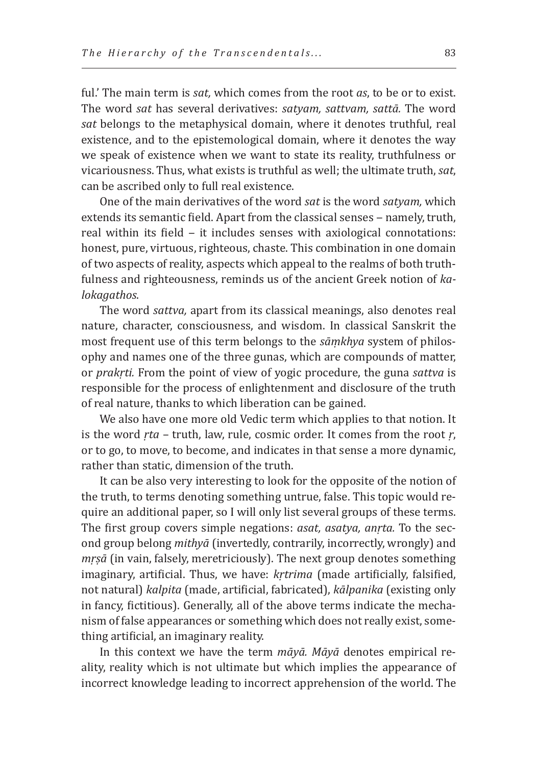ful.' The main term is *sat,* which comes from the root *as*, to be or to exist. The word *sat* has several derivatives: *satyam, sattvam, sattā.* The word *sat* belongs to the metaphysical domain, where it denotes truthful, real existence, and to the epistemological domain, where it denotes the way we speak of existence when we want to state its reality, truthfulness or vicariousness. Thus, what exists is truthful as well; the ultimate truth, *sat*, can be ascribed only to full real existence.

One of the main derivatives of the word *sat* is the word *satyam,* which extends its semantic field. Apart from the classical senses – namely, truth, real within its field – it includes senses with axiological connotations: honest, pure, virtuous, righteous, chaste. This combination in one domain of two aspects of reality, aspects which appeal to the realms of both truthfulness and righteousness, reminds us of the ancient Greek notion of *kalokagathos*.

The word *sattva,* apart from its classical meanings, also denotes real nature, character, consciousness, and wisdom. In classical Sanskrit the most frequent use of this term belongs to the *sāṃkhya* system of philosophy and names one of the three gunas, which are compounds of matter, or *prakṛti.* From the point of view of yogic procedure, the guna *sattva* is responsible for the process of enlightenment and disclosure of the truth of real nature, thanks to which liberation can be gained.

We also have one more old Vedic term which applies to that notion. It is the word *ṛta* – truth, law, rule, cosmic order. It comes from the root *ṛ*, or to go, to move, to become, and indicates in that sense a more dynamic, rather than static, dimension of the truth.

It can be also very interesting to look for the opposite of the notion of the truth, to terms denoting something untrue, false. This topic would require an additional paper, so I will only list several groups of these terms. The first group covers simple negations: *asat, asatya, anṛta.* To the second group belong *mithyā* (invertedly, contrarily, incorrectly, wrongly) and *mṛṣā* (in vain, falsely, meretriciously). The next group denotes something imaginary, artificial. Thus, we have: *kṛtrima* (made artificially, falsified, not natural) *kalpita* (made, artificial, fabricated), *kālpanika* (existing only in fancy, fictitious). Generally, all of the above terms indicate the mechanism of false appearances or something which does not really exist, something artificial, an imaginary reality.

In this context we have the term *māyā. Māyā* denotes empirical reality, reality which is not ultimate but which implies the appearance of incorrect knowledge leading to incorrect apprehension of the world. The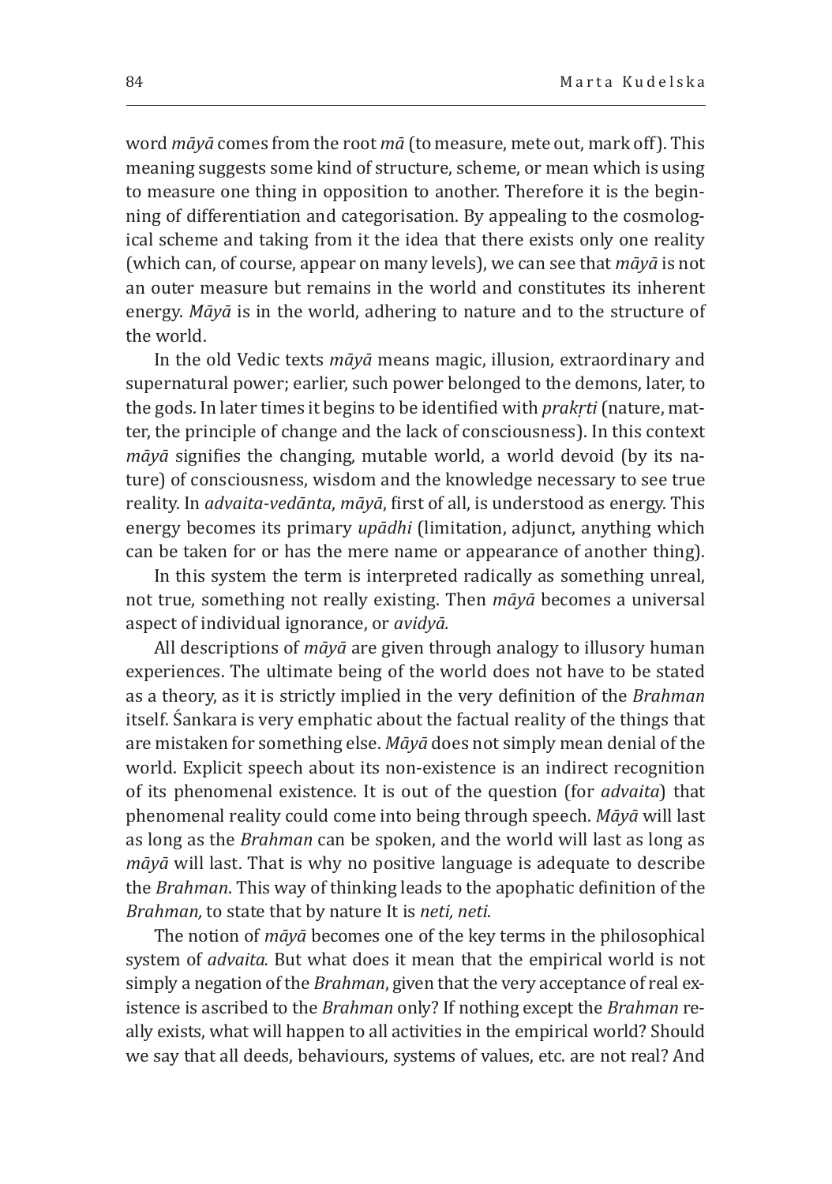word *māyā* comes from the root *mā* (to measure, mete out, mark off). This meaning suggests some kind of structure, scheme, or mean which is using to measure one thing in opposition to another. Therefore it is the beginning of differentiation and categorisation. By appealing to the cosmological scheme and taking from it the idea that there exists only one reality (which can, of course, appear on many levels), we can see that *māyā* is not an outer measure but remains in the world and constitutes its inherent energy. *Māyā* is in the world, adhering to nature and to the structure of the world.

In the old Vedic texts *māyā* means magic, illusion, extraordinary and supernatural power; earlier, such power belonged to the demons, later, to the gods. In later times it begins to be identified with *prakṛti* (nature, matter, the principle of change and the lack of consciousness). In this context *māyā* signifies the changing, mutable world, a world devoid (by its nature) of consciousness, wisdom and the knowledge necessary to see true reality. In *advaita-vedānta*, *māyā*, first of all, is understood as energy. This energy becomes its primary *upādhi* (limitation, adjunct, anything which can be taken for or has the mere name or appearance of another thing).

In this system the term is interpreted radically as something unreal, not true, something not really existing. Then *māyā* becomes a universal aspect of individual ignorance, or *avidyā.*

All descriptions of *māyā* are given through analogy to illusory human experiences. The ultimate being of the world does not have to be stated as a theory, as it is strictly implied in the very definition of the *Brahman* itself. Śankara is very emphatic about the factual reality of the things that are mistaken for something else. *Māyā* does not simply mean denial of the world. Explicit speech about its non-existence is an indirect recognition of its phenomenal existence. It is out of the question (for *advaita*) that phenomenal reality could come into being through speech. *Māyā* will last as long as the *Brahman* can be spoken, and the world will last as long as *māyā* will last. That is why no positive language is adequate to describe the *Brahman*. This way of thinking leads to the apophatic definition of the *Brahman,* to state that by nature It is *neti, neti*.

The notion of *māyā* becomes one of the key terms in the philosophical system of *advaita.* But what does it mean that the empirical world is not simply a negation of the *Brahman*, given that the very acceptance of real existence is ascribed to the *Brahman* only? If nothing except the *Brahman* really exists, what will happen to all activities in the empirical world? Should we say that all deeds, behaviours, systems of values, etc. are not real? And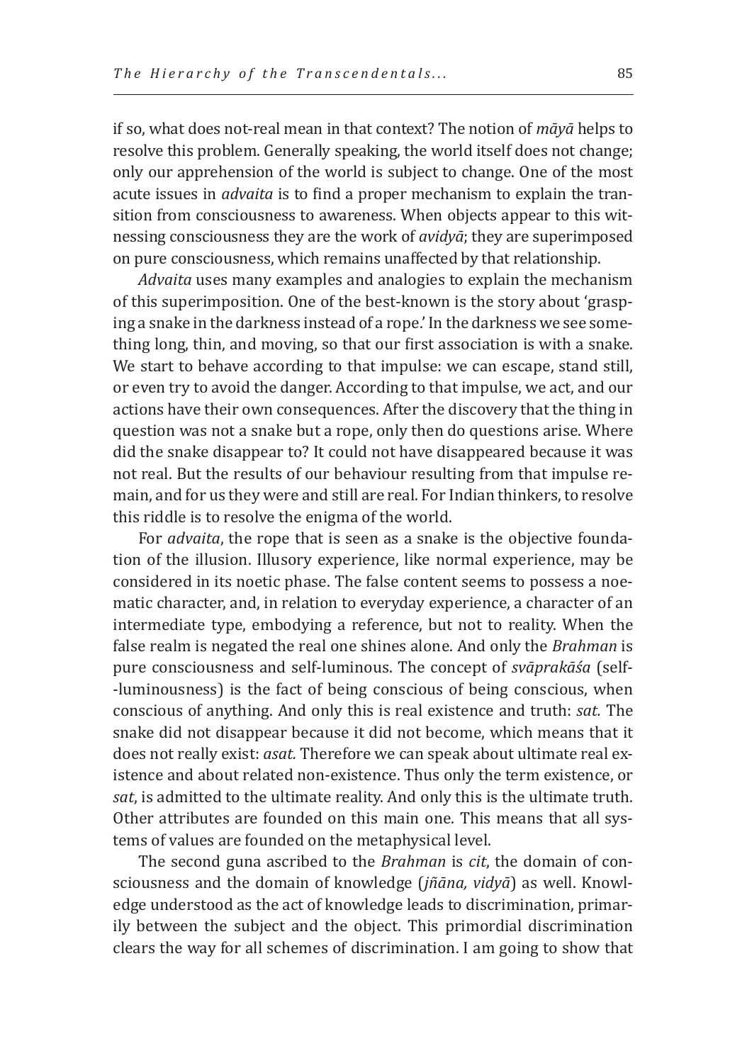if so, what does not-real mean in that context? The notion of *māyā* helps to resolve this problem. Generally speaking, the world itself does not change; only our apprehension of the world is subject to change. One of the most acute issues in *advaita* is to find a proper mechanism to explain the transition from consciousness to awareness. When objects appear to this witnessing consciousness they are the work of *avidyā*; they are superimposed on pure consciousness, which remains unaffected by that relationship.

*Advaita* uses many examples and analogies to explain the mechanism of this superimposition. One of the best-known is the story about 'grasping a snake in the darkness instead of a rope.' In the darkness we see something long, thin, and moving, so that our first association is with a snake. We start to behave according to that impulse: we can escape, stand still, or even try to avoid the danger. According to that impulse, we act, and our actions have their own consequences. After the discovery that the thing in question was not a snake but a rope, only then do questions arise. Where did the snake disappear to? It could not have disappeared because it was not real. But the results of our behaviour resulting from that impulse remain, and for us they were and still are real. For Indian thinkers, to resolve this riddle is to resolve the enigma of the world.

For *advaita*, the rope that is seen as a snake is the objective foundation of the illusion. Illusory experience, like normal experience, may be considered in its noetic phase. The false content seems to possess a noematic character, and, in relation to everyday experience, a character of an intermediate type, embodying a reference, but not to reality. When the false realm is negated the real one shines alone. And only the *Brahman* is pure consciousness and self-luminous. The concept of *svāprakāśa* (self-luminousness) is the fact of being conscious of being conscious, when conscious of anything. And only this is real existence and truth: *sat.* The snake did not disappear because it did not become, which means that it does not really exist: *asat.* Therefore we can speak about ultimate real existence and about related non-existence. Thus only the term existence, or *sat*, is admitted to the ultimate reality. And only this is the ultimate truth. Other attributes are founded on this main one. This means that all systems of values are founded on the metaphysical level.

The second guna ascribed to the *Brahman* is *cit*, the domain of consciousness and the domain of knowledge (*jñāna, vidyā*) as well. Knowledge understood as the act of knowledge leads to discrimination, primarily between the subject and the object. This primordial discrimination clears the way for all schemes of discrimination. I am going to show that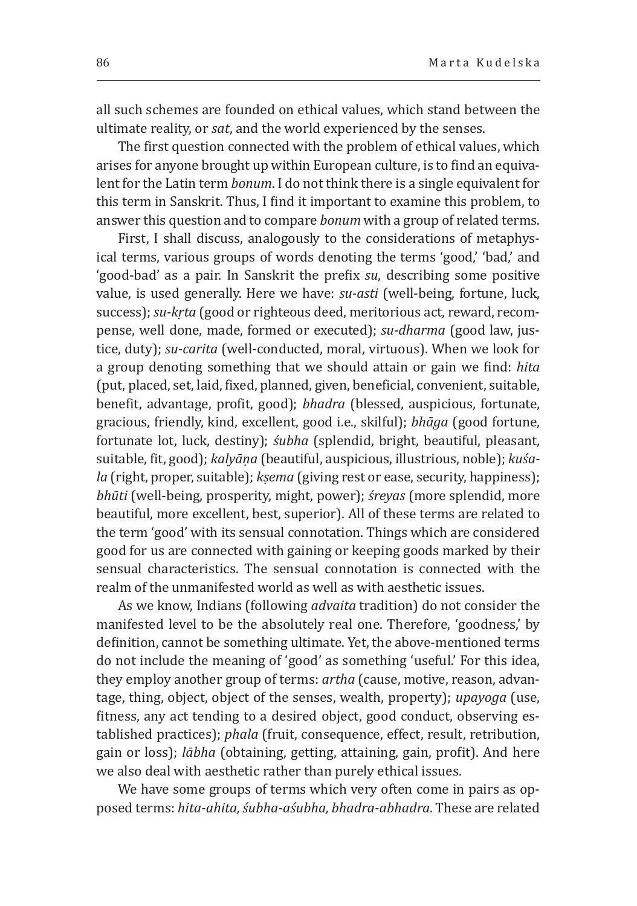all such schemes are founded on ethical values, which stand between the ultimate reality, or *sat*, and the world experienced by the senses.

The first question connected with the problem of ethical values, which arises for anyone brought up within European culture, is to find an equivalent for the Latin term *bonum*. I do not think there is a single equivalent for this term in Sanskrit. Thus, I find it important to examine this problem, to answer this question and to compare *bonum* with a group of related terms.

First, I shall discuss, analogously to the considerations of metaphysical terms, various groups of words denoting the terms 'good,' 'bad,' and 'good-bad' as a pair. In Sanskrit the prefix *su*, describing some positive value, is used generally. Here we have: *su-asti* (well-being, fortune, luck, success); *su-kṛta* (good or righteous deed, meritorious act, reward, recompense, well done, made, formed or executed); *su-dharma* (good law, justice, duty); *su-carita* (well-conducted, moral, virtuous). When we look for a group denoting something that we should attain or gain we find: *hita* (put, placed, set, laid, fixed, planned, given, beneficial, convenient, suitable, benefit, advantage, profit, good); *bhadra* (blessed, auspicious, fortunate, gracious, friendly, kind, excellent, good i.e., skilful); *bhāga* (good fortune, fortunate lot, luck, destiny); *śubha* (splendid, bright, beautiful, pleasant, suitable, fit, good); *kalyāṇa* (beautiful, auspicious, illustrious, noble); *kuśala* (right, proper, suitable); *kṣema* (giving rest or ease, security, happiness); *bhūti* (well-being, prosperity, might, power); *śreyas* (more splendid, more beautiful, more excellent, best, superior). All of these terms are related to the term 'good' with its sensual connotation. Things which are considered good for us are connected with gaining or keeping goods marked by their sensual characteristics. The sensual connotation is connected with the realm of the unmanifested world as well as with aesthetic issues.

As we know, Indians (following *advaita* tradition) do not consider the manifested level to be the absolutely real one. Therefore, 'goodness,' by definition, cannot be something ultimate. Yet, the above-mentioned terms do not include the meaning of 'good' as something 'useful.' For this idea, they employ another group of terms: *artha* (cause, motive, reason, advantage, thing, object, object of the senses, wealth, property); *upayoga* (use, fitness, any act tending to a desired object, good conduct, observing established practices); *phala* (fruit, consequence, effect, result, retribution, gain or loss); *lābha* (obtaining, getting, attaining, gain, profit). And here we also deal with aesthetic rather than purely ethical issues.

We have some groups of terms which very often come in pairs as opposed terms: *hita-ahita, śubha-aśubha, bhadra-abhadra*. These are related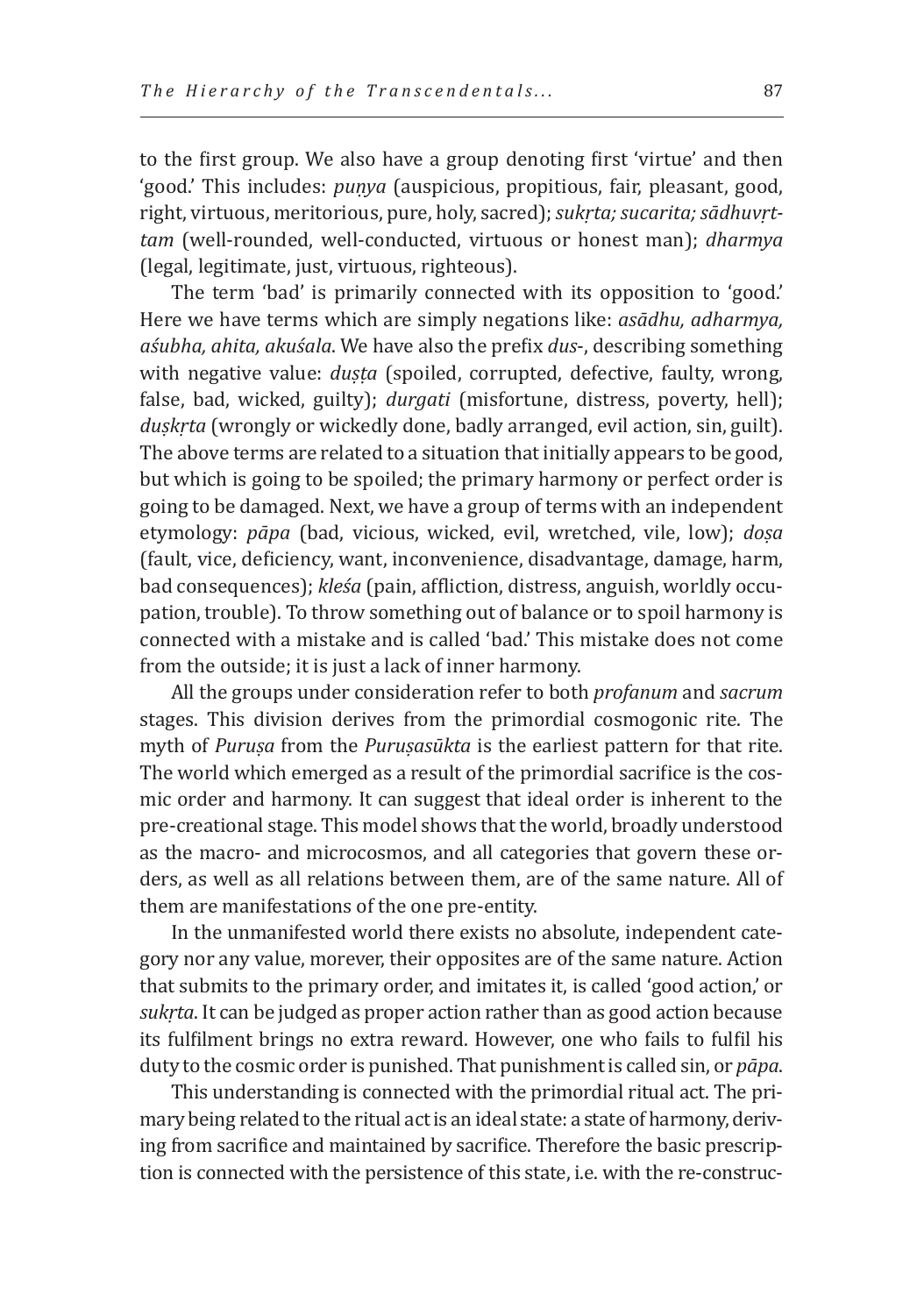to the first group. We also have a group denoting first 'virtue' and then 'good.' This includes: *puṇya* (auspicious, propitious, fair, pleasant, good, right, virtuous, meritorious, pure, holy, sacred); *sukṛta; sucarita; sādhuvṛttam* (well-rounded, well-conducted, virtuous or honest man); *dharmya* (legal, legitimate, just, virtuous, righteous).

The term 'bad' is primarily connected with its opposition to 'good.' Here we have terms which are simply negations like: *asādhu, adharmya, aśubha, ahita, akuśala*. We have also the prefix *dus-*, describing something with negative value: *duṣṭa* (spoiled, corrupted, defective, faulty, wrong, false, bad, wicked, guilty); *durgati* (misfortune, distress, poverty, hell); *duṣkṛta* (wrongly or wickedly done, badly arranged, evil action, sin, guilt). The above terms are related to a situation that initially appears to be good, but which is going to be spoiled; the primary harmony or perfect order is going to be damaged. Next, we have a group of terms with an independent etymology: *pāpa* (bad, vicious, wicked, evil, wretched, vile, low); *doṣa* (fault, vice, deficiency, want, inconvenience, disadvantage, damage, harm, bad consequences); *kleśa* (pain, affliction, distress, anguish, worldly occupation, trouble). To throw something out of balance or to spoil harmony is connected with a mistake and is called 'bad.' This mistake does not come from the outside; it is just a lack of inner harmony.

All the groups under consideration refer to both *profanum* and *sacrum* stages. This division derives from the primordial cosmogonic rite. The myth of *Puruṣa* from the *Puruṣasūkta* is the earliest pattern for that rite. The world which emerged as a result of the primordial sacrifice is the cosmic order and harmony. It can suggest that ideal order is inherent to the pre-creational stage. This model shows that the world, broadly understood as the macro- and microcosmos, and all categories that govern these orders, as well as all relations between them, are of the same nature. All of them are manifestations of the one pre-entity.

In the unmanifested world there exists no absolute, independent category nor any value, morever, their opposites are of the same nature. Action that submits to the primary order, and imitates it, is called 'good action,' or *sukṛta*. It can be judged as proper action rather than as good action because its fulfilment brings no extra reward. However, one who fails to fulfil his duty to the cosmic order is punished. That punishment is called sin, or *pāpa*.

This understanding is connected with the primordial ritual act. The primary being related to the ritual act is an ideal state: a state of harmony, deriving from sacrifice and maintained by sacrifice. Therefore the basic prescription is connected with the persistence of this state, i.e. with the re-construc-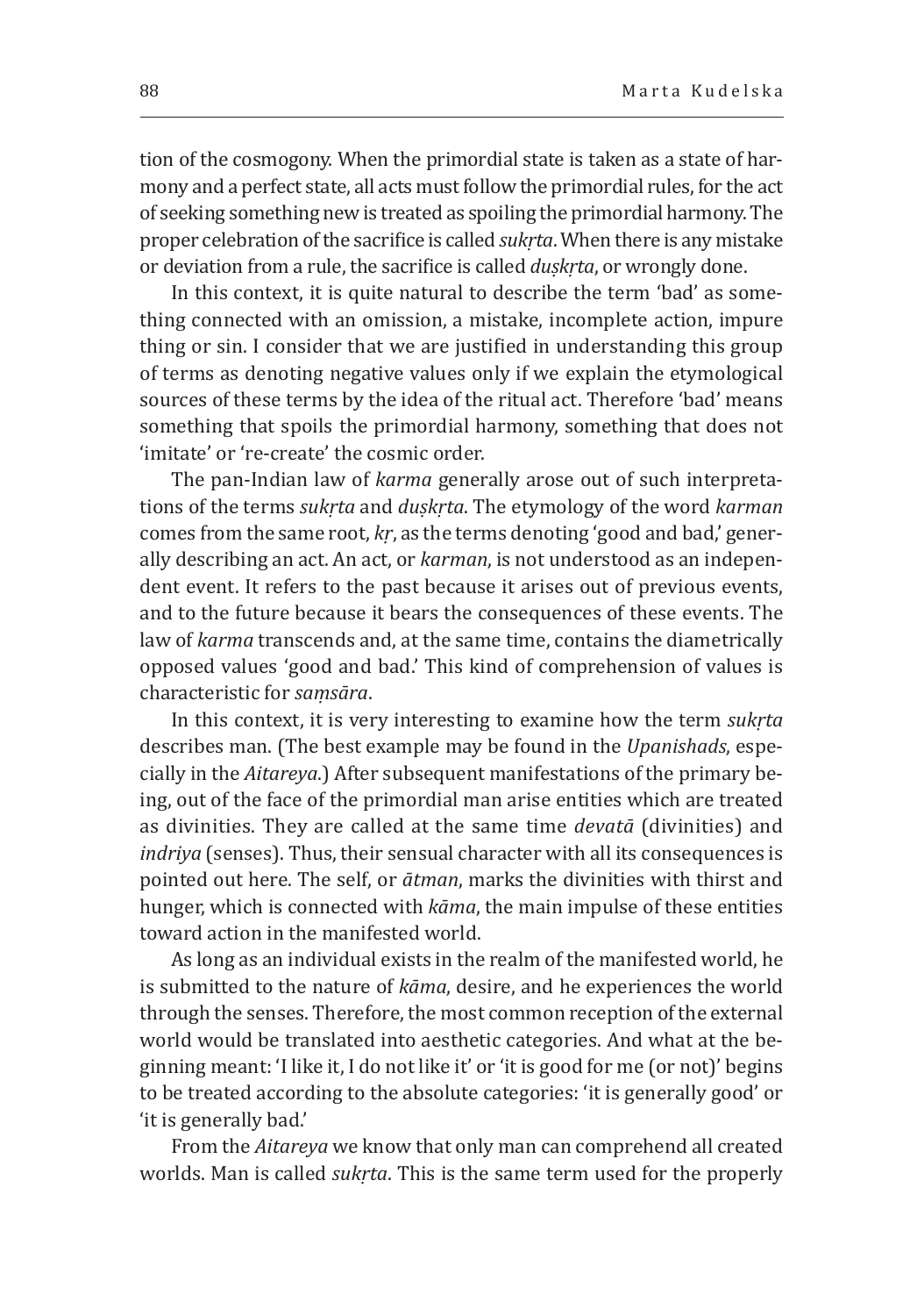tion of the cosmogony. When the primordial state is taken as a state of harmony and a perfect state, all acts must follow the primordial rules, for the act of seeking something new is treated as spoiling the primordial harmony. The proper celebration of the sacrifice is called *sukṛta*. When there is any mistake or deviation from a rule, the sacrifice is called *duṣkṛta*, or wrongly done.

In this context, it is quite natural to describe the term 'bad' as something connected with an omission, a mistake, incomplete action, impure thing or sin. I consider that we are justified in understanding this group of terms as denoting negative values only if we explain the etymological sources of these terms by the idea of the ritual act. Therefore 'bad' means something that spoils the primordial harmony, something that does not 'imitate' or 're-create' the cosmic order.

The pan-Indian law of *karma* generally arose out of such interpretations of the terms *sukṛta* and *duṣkṛta*. The etymology of the word *karman* comes from the same root, *kṛ*, as the terms denoting 'good and bad,' generally describing an act. An act, or *karman*, is not understood as an independent event. It refers to the past because it arises out of previous events, and to the future because it bears the consequences of these events. The law of *karma* transcends and, at the same time, contains the diametrically opposed values 'good and bad.' This kind of comprehension of values is characteristic for *saṃsāra*.

In this context, it is very interesting to examine how the term *sukṛta* describes man. (The best example may be found in the *Upanishads*, especially in the *Aitareya*.) After subsequent manifestations of the primary being, out of the face of the primordial man arise entities which are treated as divinities. They are called at the same time *devatā* (divinities) and *indriya* (senses). Thus, their sensual character with all its consequences is pointed out here. The self, or *ātman*, marks the divinities with thirst and hunger, which is connected with *kāma*, the main impulse of these entities toward action in the manifested world.

As long as an individual exists in the realm of the manifested world, he is submitted to the nature of *kāma*, desire, and he experiences the world through the senses. Therefore, the most common reception of the external world would be translated into aesthetic categories. And what at the beginning meant: 'I like it, I do not like it' or 'it is good for me (or not)' begins to be treated according to the absolute categories: 'it is generally good' or 'it is generally bad.'

From the *Aitareya* we know that only man can comprehend all created worlds. Man is called *sukṛta*. This is the same term used for the properly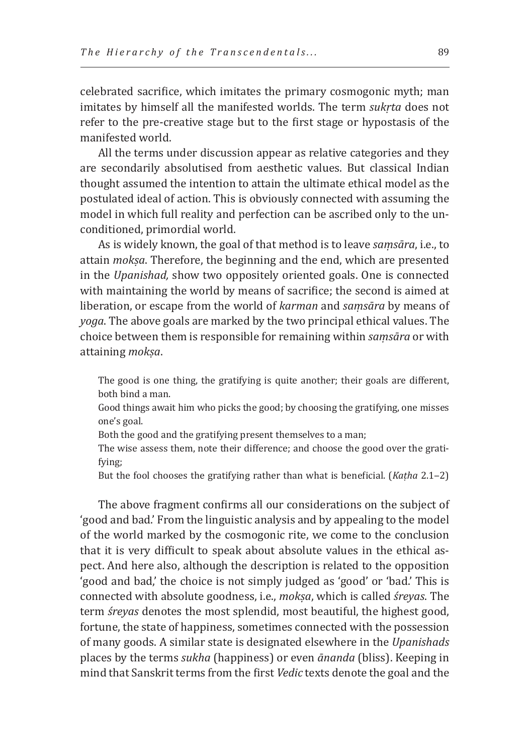celebrated sacrifice, which imitates the primary cosmogonic myth; man imitates by himself all the manifested worlds. The term *sukṛta* does not refer to the pre-creative stage but to the first stage or hypostasis of the manifested world.

All the terms under discussion appear as relative categories and they are secondarily absolutised from aesthetic values. But classical Indian thought assumed the intention to attain the ultimate ethical model as the postulated ideal of action. This is obviously connected with assuming the model in which full reality and perfection can be ascribed only to the unconditioned, primordial world.

As is widely known, the goal of that method is to leave *saṃsāra*, i.e., to attain *mokṣa*. Therefore, the beginning and the end, which are presented in the *Upanishad,* show two oppositely oriented goals. One is connected with maintaining the world by means of sacrifice; the second is aimed at liberation, or escape from the world of *karman* and *saṃsāra* by means of *yoga*. The above goals are marked by the two principal ethical values. The choice between them is responsible for remaining within *saṃsāra* or with attaining *mokṣa*.

> The good is one thing, the gratifying is quite another; their goals are different, both bind a man.
> Good things await him who picks the good; by choosing the gratifying, one misses one's goal.
> Both the good and the gratifying present themselves to a man;
> The wise assess them, note their difference; and choose the good over the gratifying;
> But the fool chooses the gratifying rather than what is beneficial. (*Kaṭha* 2.1–2)

The above fragment confirms all our considerations on the subject of 'good and bad.' From the linguistic analysis and by appealing to the model of the world marked by the cosmogonic rite, we come to the conclusion that it is very difficult to speak about absolute values in the ethical aspect. And here also, although the description is related to the opposition 'good and bad,' the choice is not simply judged as 'good' or 'bad.' This is connected with absolute goodness, i.e., *mokṣa*, which is called *śreyas*. The term *śreyas* denotes the most splendid, most beautiful, the highest good, fortune, the state of happiness, sometimes connected with the possession of many goods. A similar state is designated elsewhere in the *Upanishads* places by the terms *sukha* (happiness) or even *ānanda* (bliss). Keeping in mind that Sanskrit terms from the first *Vedic* texts denote the goal and the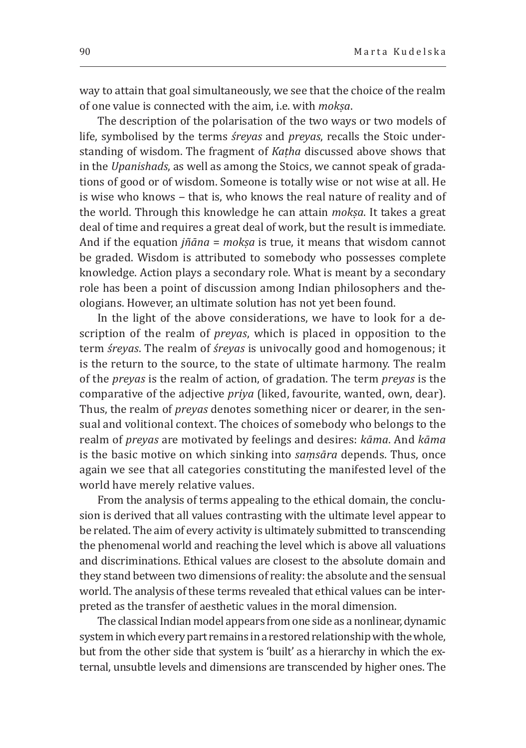way to attain that goal simultaneously, we see that the choice of the realm of one value is connected with the aim, i.e. with *mokṣa*.

The description of the polarisation of the two ways or two models of life, symbolised by the terms *śreyas* and *preyas*, recalls the Stoic understanding of wisdom. The fragment of *Kaṭha* discussed above shows that in the *Upanishads*, as well as among the Stoics, we cannot speak of gradations of good or of wisdom. Someone is totally wise or not wise at all. He is wise who knows – that is, who knows the real nature of reality and of the world. Through this knowledge he can attain *mokṣa*. It takes a great deal of time and requires a great deal of work, but the result is immediate. And if the equation *jñāna* = *mokṣa* is true, it means that wisdom cannot be graded. Wisdom is attributed to somebody who possesses complete knowledge. Action plays a secondary role. What is meant by a secondary role has been a point of discussion among Indian philosophers and theologians. However, an ultimate solution has not yet been found.

In the light of the above considerations, we have to look for a description of the realm of *preyas*, which is placed in opposition to the term *śreyas*. The realm of *śreyas* is univocally good and homogenous; it is the return to the source, to the state of ultimate harmony. The realm of the *preyas* is the realm of action, of gradation. The term *preyas* is the comparative of the adjective *priya* (liked, favourite, wanted, own, dear). Thus, the realm of *preyas* denotes something nicer or dearer, in the sensual and volitional context. The choices of somebody who belongs to the realm of *preyas* are motivated by feelings and desires: *kāma*. And *kāma* is the basic motive on which sinking into *saṃsāra* depends. Thus, once again we see that all categories constituting the manifested level of the world have merely relative values.

From the analysis of terms appealing to the ethical domain, the conclusion is derived that all values contrasting with the ultimate level appear to be related. The aim of every activity is ultimately submitted to transcending the phenomenal world and reaching the level which is above all valuations and discriminations. Ethical values are closest to the absolute domain and they stand between two dimensions of reality: the absolute and the sensual world. The analysis of these terms revealed that ethical values can be interpreted as the transfer of aesthetic values in the moral dimension.

The classical Indian model appears from one side as a nonlinear, dynamic system in which every part remains in a restored relationship with the whole, but from the other side that system is 'built' as a hierarchy in which the external, unsubtle levels and dimensions are transcended by higher ones. The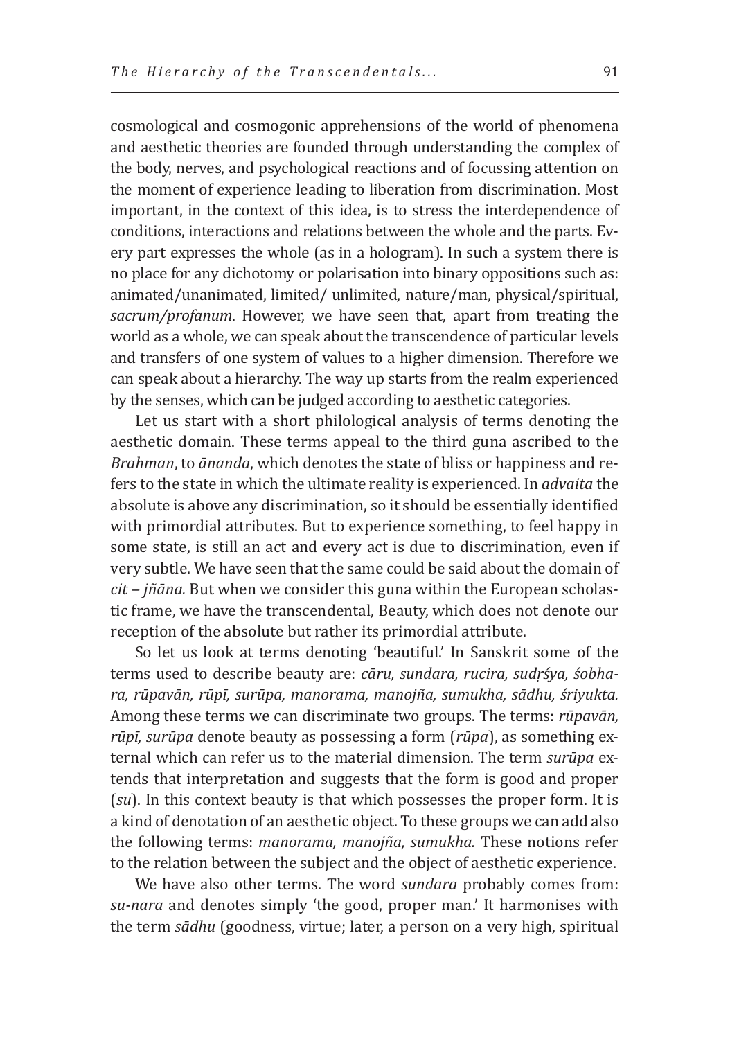cosmological and cosmogonic apprehensions of the world of phenomena and aesthetic theories are founded through understanding the complex of the body, nerves, and psychological reactions and of focussing attention on the moment of experience leading to liberation from discrimination. Most important, in the context of this idea, is to stress the interdependence of conditions, interactions and relations between the whole and the parts. Every part expresses the whole (as in a hologram). In such a system there is no place for any dichotomy or polarisation into binary oppositions such as: animated/unanimated, limited/ unlimited, nature/man, physical/spiritual, *sacrum/profanum*. However, we have seen that, apart from treating the world as a whole, we can speak about the transcendence of particular levels and transfers of one system of values to a higher dimension. Therefore we can speak about a hierarchy. The way up starts from the realm experienced by the senses, which can be judged according to aesthetic categories.

Let us start with a short philological analysis of terms denoting the aesthetic domain. These terms appeal to the third guna ascribed to the *Brahman*, to *ānanda*, which denotes the state of bliss or happiness and refers to the state in which the ultimate reality is experienced. In *advaita* the absolute is above any discrimination, so it should be essentially identified with primordial attributes. But to experience something, to feel happy in some state, is still an act and every act is due to discrimination, even if very subtle. We have seen that the same could be said about the domain of *cit* – *jñāna.* But when we consider this guna within the European scholastic frame, we have the transcendental, Beauty, which does not denote our reception of the absolute but rather its primordial attribute.

So let us look at terms denoting 'beautiful.' In Sanskrit some of the terms used to describe beauty are: *cāru, sundara, rucira, sudṛśya, śobhara, rūpavān, rūpī, surūpa, manorama, manojña, sumukha, sādhu, śriyukta.* Among these terms we can discriminate two groups. The terms: *rūpavān, rūpī, surūpa* denote beauty as possessing a form (*rūpa*), as something external which can refer us to the material dimension. The term *surūpa* extends that interpretation and suggests that the form is good and proper (*su*). In this context beauty is that which possesses the proper form. It is a kind of denotation of an aesthetic object. To these groups we can add also the following terms: *manorama, manojña, sumukha.* These notions refer to the relation between the subject and the object of aesthetic experience.

We have also other terms. The word *sundara* probably comes from: *su-nara* and denotes simply 'the good, proper man.' It harmonises with the term *sādhu* (goodness, virtue; later, a person on a very high, spiritual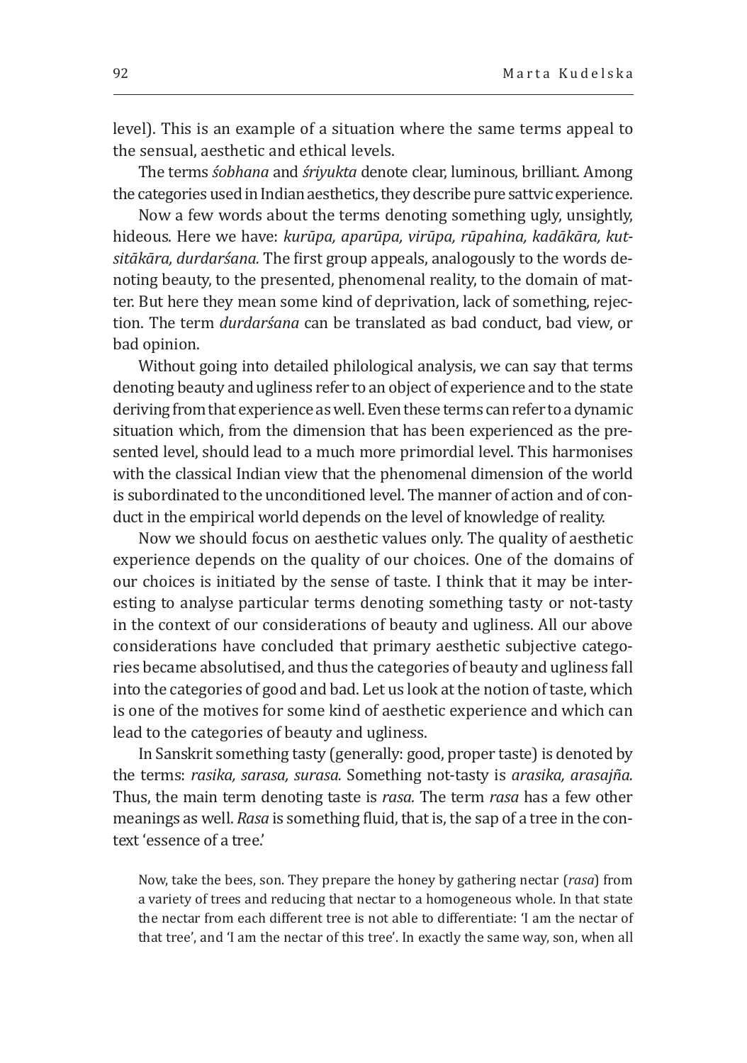level). This is an example of a situation where the same terms appeal to the sensual, aesthetic and ethical levels.

The terms *śobhana* and *śriyukta* denote clear, luminous, brilliant. Among the categories used in Indian aesthetics, they describe pure sattvic experience.

Now a few words about the terms denoting something ugly, unsightly, hideous. Here we have: *kurūpa, aparūpa, virūpa, rūpahina, kadākāra, kutsitākāra, durdarśana.* The first group appeals, analogously to the words denoting beauty, to the presented, phenomenal reality, to the domain of matter. But here they mean some kind of deprivation, lack of something, rejection. The term *durdarśana* can be translated as bad conduct, bad view, or bad opinion.

Without going into detailed philological analysis, we can say that terms denoting beauty and ugliness refer to an object of experience and to the state deriving from that experience as well. Even these terms can refer to a dynamic situation which, from the dimension that has been experienced as the presented level, should lead to a much more primordial level. This harmonises with the classical Indian view that the phenomenal dimension of the world is subordinated to the unconditioned level. The manner of action and of conduct in the empirical world depends on the level of knowledge of reality.

Now we should focus on aesthetic values only. The quality of aesthetic experience depends on the quality of our choices. One of the domains of our choices is initiated by the sense of taste. I think that it may be interesting to analyse particular terms denoting something tasty or not-tasty in the context of our considerations of beauty and ugliness. All our above considerations have concluded that primary aesthetic subjective categories became absolutised, and thus the categories of beauty and ugliness fall into the categories of good and bad. Let us look at the notion of taste, which is one of the motives for some kind of aesthetic experience and which can lead to the categories of beauty and ugliness.

In Sanskrit something tasty (generally: good, proper taste) is denoted by the terms: *rasika, sarasa, surasa.* Something not-tasty is *arasika, arasajña.* Thus, the main term denoting taste is *rasa.* The term *rasa* has a few other meanings as well. *Rasa* is something fluid, that is, the sap of a tree in the context 'essence of a tree.'

> Now, take the bees, son. They prepare the honey by gathering nectar (*rasa*) from a variety of trees and reducing that nectar to a homogeneous whole. In that state the nectar from each different tree is not able to differentiate: 'I am the nectar of that tree', and 'I am the nectar of this tree'. In exactly the same way, son, when all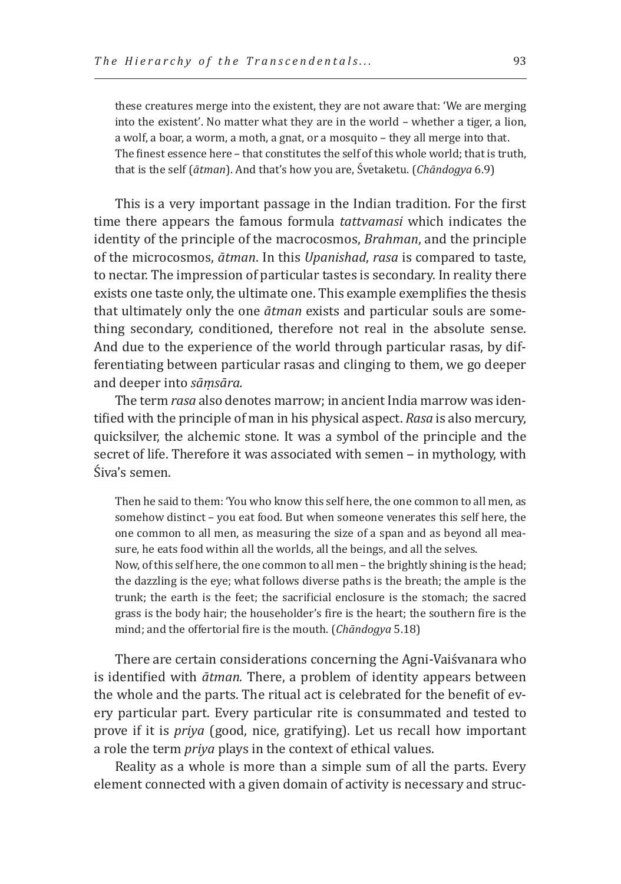> these creatures merge into the existent, they are not aware that: 'We are merging into the existent'. No matter what they are in the world – whether a tiger, a lion, a wolf, a boar, a worm, a moth, a gnat, or a mosquito – they all merge into that. The finest essence here – that constitutes the self of this whole world; that is truth, that is the self (*ātman*). And that's how you are, Śvetaketu. (*Chāndogya* 6.9)

This is a very important passage in the Indian tradition. For the first time there appears the famous formula *tattvamasi* which indicates the identity of the principle of the macrocosmos, *Brahman*, and the principle of the microcosmos, *ātman*. In this *Upanishad*, *rasa* is compared to taste, to nectar. The impression of particular tastes is secondary. In reality there exists one taste only, the ultimate one. This example exemplifies the thesis that ultimately only the one *ātman* exists and particular souls are something secondary, conditioned, therefore not real in the absolute sense. And due to the experience of the world through particular rasas, by differentiating between particular rasas and clinging to them, we go deeper and deeper into *sāṃsāra.*

The term *rasa* also denotes marrow; in ancient India marrow was identified with the principle of man in his physical aspect. *Rasa* is also mercury, quicksilver, the alchemic stone. It was a symbol of the principle and the secret of life. Therefore it was associated with semen – in mythology, with Śiva's semen.

> Then he said to them: 'You who know this self here, the one common to all men, as somehow distinct – you eat food. But when someone venerates this self here, the one common to all men, as measuring the size of a span and as beyond all measure, he eats food within all the worlds, all the beings, and all the selves.
> Now, of this self here, the one common to all men – the brightly shining is the head; the dazzling is the eye; what follows diverse paths is the breath; the ample is the trunk; the earth is the feet; the sacrificial enclosure is the stomach; the sacred grass is the body hair; the householder's fire is the heart; the southern fire is the mind; and the offertorial fire is the mouth. (*Chāndogya* 5.18)

There are certain considerations concerning the Agni-Vaiśvanara who is identified with *ātman.* There, a problem of identity appears between the whole and the parts. The ritual act is celebrated for the benefit of every particular part. Every particular rite is consummated and tested to prove if it is *priya* (good, nice, gratifying). Let us recall how important a role the term *priya* plays in the context of ethical values.

Reality as a whole is more than a simple sum of all the parts. Every element connected with a given domain of activity is necessary and struc-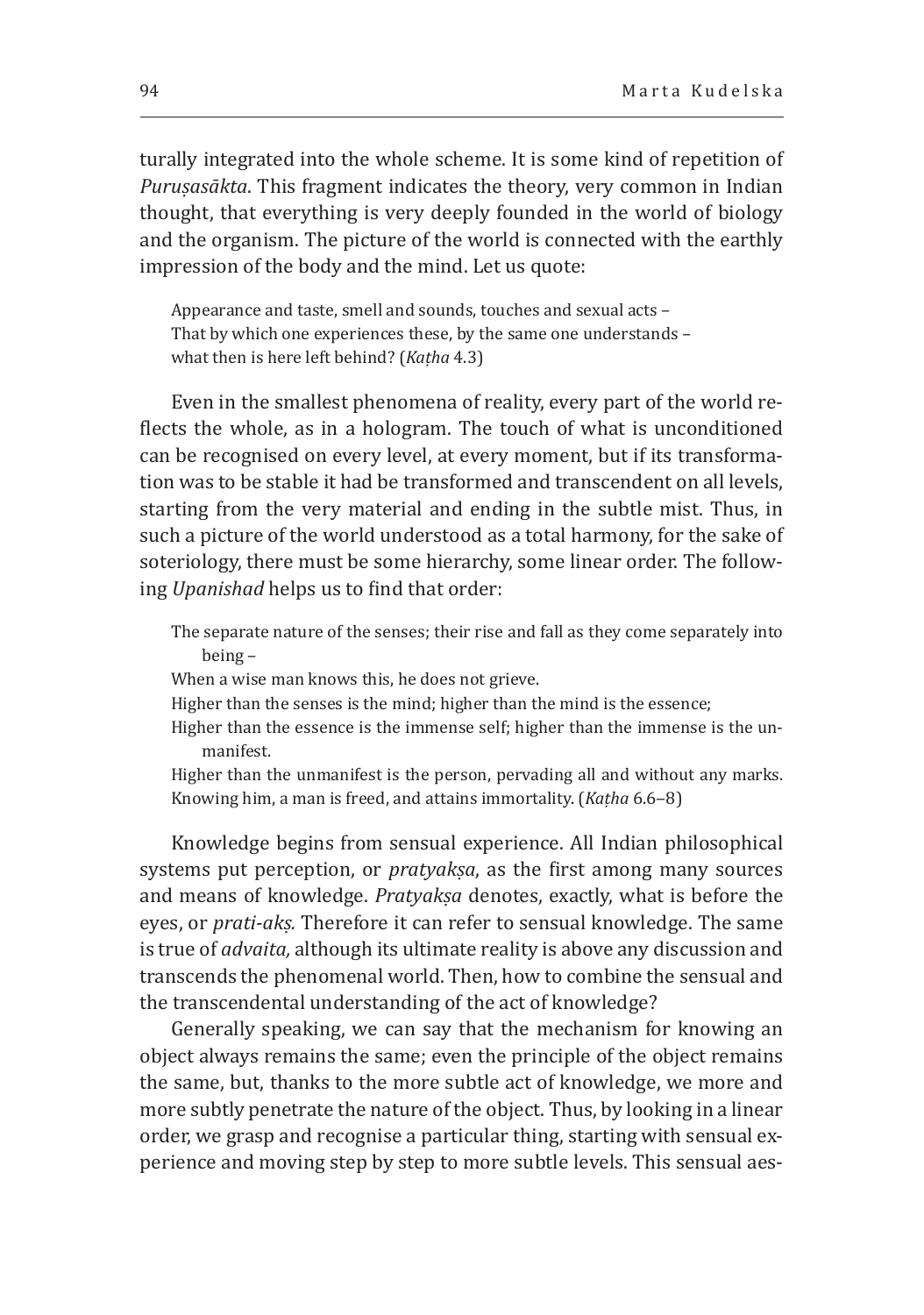turally integrated into the whole scheme. It is some kind of repetition of *Puruṣasākta*. This fragment indicates the theory, very common in Indian thought, that everything is very deeply founded in the world of biology and the organism. The picture of the world is connected with the earthly impression of the body and the mind. Let us quote:

> Appearance and taste, smell and sounds, touches and sexual acts –
> That by which one experiences these, by the same one understands –
> what then is here left behind? (*Kaṭha* 4.3)

Even in the smallest phenomena of reality, every part of the world reflects the whole, as in a hologram. The touch of what is unconditioned can be recognised on every level, at every moment, but if its transformation was to be stable it had be transformed and transcendent on all levels, starting from the very material and ending in the subtle mist. Thus, in such a picture of the world understood as a total harmony, for the sake of soteriology, there must be some hierarchy, some linear order. The following *Upanishad* helps us to find that order:

> The separate nature of the senses; their rise and fall as they come separately into being –
> When a wise man knows this, he does not grieve.
> Higher than the senses is the mind; higher than the mind is the essence;
> Higher than the essence is the immense self; higher than the immense is the unmanifest.
> Higher than the unmanifest is the person, pervading all and without any marks.
> Knowing him, a man is freed, and attains immortality. (*Kaṭha* 6.6–8)

Knowledge begins from sensual experience. All Indian philosophical systems put perception, or *pratyakṣa*, as the first among many sources and means of knowledge. *Pratyakṣa* denotes, exactly, what is before the eyes, or *prati-akṣ.* Therefore it can refer to sensual knowledge. The same is true of *advaita,* although its ultimate reality is above any discussion and transcends the phenomenal world. Then, how to combine the sensual and the transcendental understanding of the act of knowledge?

Generally speaking, we can say that the mechanism for knowing an object always remains the same; even the principle of the object remains the same, but, thanks to the more subtle act of knowledge, we more and more subtly penetrate the nature of the object. Thus, by looking in a linear order, we grasp and recognise a particular thing, starting with sensual experience and moving step by step to more subtle levels. This sensual aes-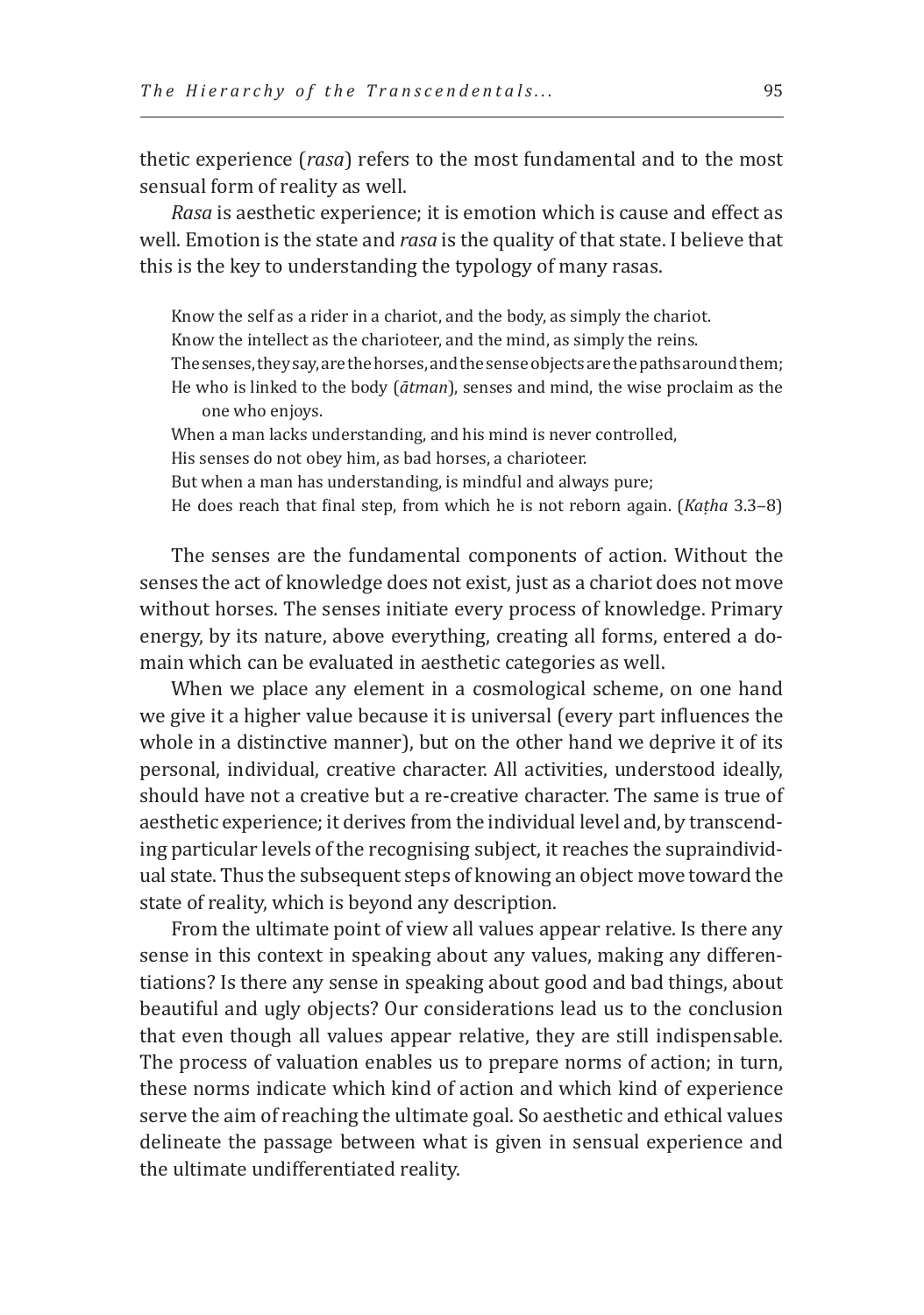thetic experience (*rasa*) refers to the most fundamental and to the most sensual form of reality as well.

*Rasa* is aesthetic experience; it is emotion which is cause and effect as well. Emotion is the state and *rasa* is the quality of that state. I believe that this is the key to understanding the typology of many rasas.

> Know the self as a rider in a chariot, and the body, as simply the chariot.
> Know the intellect as the charioteer, and the mind, as simply the reins.
> The senses, they say, are the horses, and the sense objects are the paths around them;
> He who is linked to the body (*ātman*), senses and mind, the wise proclaim as the one who enjoys.
> When a man lacks understanding, and his mind is never controlled,
> His senses do not obey him, as bad horses, a charioteer.
> But when a man has understanding, is mindful and always pure;
> He does reach that final step, from which he is not reborn again. (*Kaṭha* 3.3–8)

The senses are the fundamental components of action. Without the senses the act of knowledge does not exist, just as a chariot does not move without horses. The senses initiate every process of knowledge. Primary energy, by its nature, above everything, creating all forms, entered a domain which can be evaluated in aesthetic categories as well.

When we place any element in a cosmological scheme, on one hand we give it a higher value because it is universal (every part influences the whole in a distinctive manner), but on the other hand we deprive it of its personal, individual, creative character. All activities, understood ideally, should have not a creative but a re-creative character. The same is true of aesthetic experience; it derives from the individual level and, by transcending particular levels of the recognising subject, it reaches the supraindividual state. Thus the subsequent steps of knowing an object move toward the state of reality, which is beyond any description.

From the ultimate point of view all values appear relative. Is there any sense in this context in speaking about any values, making any differentiations? Is there any sense in speaking about good and bad things, about beautiful and ugly objects? Our considerations lead us to the conclusion that even though all values appear relative, they are still indispensable. The process of valuation enables us to prepare norms of action; in turn, these norms indicate which kind of action and which kind of experience serve the aim of reaching the ultimate goal. So aesthetic and ethical values delineate the passage between what is given in sensual experience and the ultimate undifferentiated reality.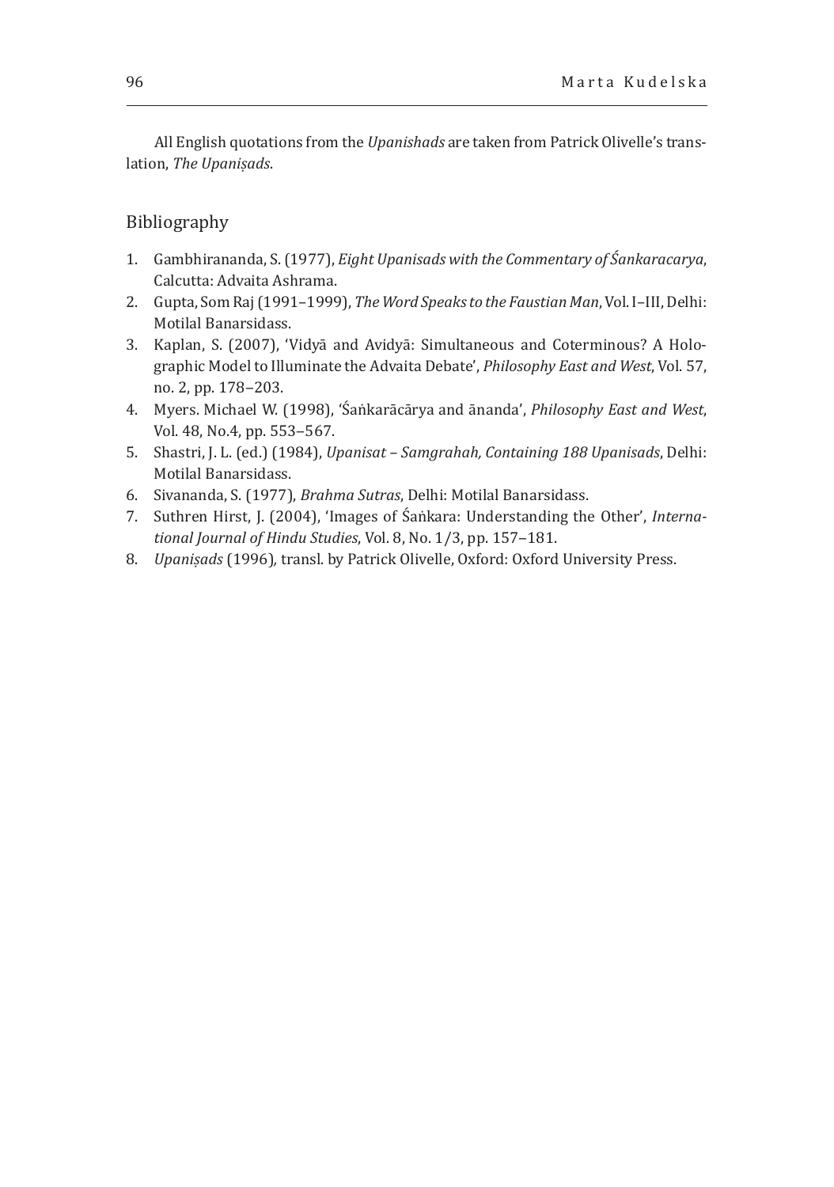All English quotations from the *Upanishads* are taken from Patrick Olivelle's translation, *The Upaniṣads*.

## Bibliography

1. Gambhirananda, S. (1977), *Eight Upanisads with the Commentary of Śankaracarya*, Calcutta: Advaita Ashrama.
2. Gupta, Som Raj (1991–1999), *The Word Speaks to the Faustian Man*, Vol. I–III, Delhi: Motilal Banarsidass.
3. Kaplan, S. (2007), 'Vidyā and Avidyā: Simultaneous and Coterminous? A Holographic Model to Illuminate the Advaita Debate', *Philosophy East and West*, Vol. 57, no. 2, pp. 178–203.
4. Myers. Michael W. (1998), 'Śaṅkarācārya and ānanda', *Philosophy East and West*, Vol. 48, No.4, pp. 553–567.
5. Shastri, J. L. (ed.) (1984), *Upanisat – Samgrahah, Containing 188 Upanisads*, Delhi: Motilal Banarsidass.
6. Sivananda, S. (1977), *Brahma Sutras*, Delhi: Motilal Banarsidass.
7. Suthren Hirst, J. (2004), 'Images of Śaṅkara: Understanding the Other', *International Journal of Hindu Studies*, Vol. 8, No. 1/3, pp. 157–181.
8. *Upaniṣads* (1996), transl. by Patrick Olivelle, Oxford: Oxford University Press.